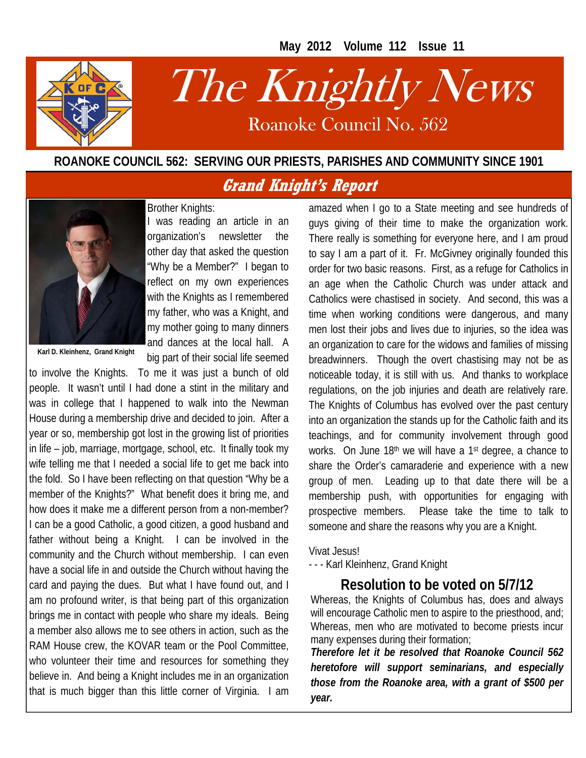# The Knightly News

Roanoke Council No. 562

**ROANOKE COUNCIL 562: SERVING OUR PRIESTS, PARISHES AND COMMUNITY SINCE 1901**

## Grand Knight's Report

Karl D. Kleinhenz, Grand Knight

Brother Knights:

I was reading an article in an organization's newsletter the other day that asked the question "Why be a Member?" I began to reflect on my own experiences with the Knights as I remembered my father, who was a Knight, and my mother going to many dinners and dances at the local hall. A big part of their social life seemed to involve the Knights. To me it was just a bunch of old people. It wasn't until I had done a stint in the military and was in college that I happened to walk into the Newman House during a membership drive and decided to join. After a year or so, membership got lost in the growing list of priorities in life – job, marriage, mortgage, school, etc. It finally took my wife telling me that I needed a social life to get me back into the fold. So I have been reflecting on that question "Why be a member of the Knights?" What benefit does it bring me, and how does it make me a different person from a non-member? I can be a good Catholic, a good citizen, a good husband and father without being a Knight. I can be involved in the community and the Church without membership. I can even have a social life in and outside the Church without having the card and paying the dues. But what I have found out, and I am no profound writer, is that being part of this organization brings me in contact with people who share my ideals. Being a member also allows me to see others in action, such as the RAM House crew, the KOVAR team or the Pool Committee, who volunteer their time and resources for something they believe in. And being a Knight includes me in an organization that is much bigger than this little corner of Virginia. I am amazed when I go to a State meeting and see hundreds of guys giving of their time to make the organization work. There really is something for everyone here, and I am proud to say I am a part of it. Fr. McGivney originally founded this order for two basic reasons. First, as a refuge for Catholics in an age when the Catholic Church was under attack and Catholics were chastised in society. And second, this was a time when working conditions were dangerous, and many men lost their jobs and lives due to injuries, so the idea was an organization to care for the widows and families of missing breadwinners. Though the overt chastising may not be as noticeable today, it is still with us. And thanks to workplace regulations, on the job injuries and death are relatively rare. The Knights of Columbus has evolved over the past century into an organization the stands up for the Catholic faith and its teachings, and for community involvement through good works. On June 18th we will have a 1st degree, a chance to share the Order's camaraderie and experience with a new group of men. Leading up to that date there will be a membership push, with opportunities for engaging with prospective members. Please take the time to talk to someone and share the reasons why you are a Knight.

Vivat Jesus!

- - - Karl Kleinhenz, Grand Knight

## Resolution to be voted on 5/7/12

Whereas, the Knights of Columbus has, does and always will encourage Catholic men to aspire to the priesthood, and;

Whereas, men who are motivated to become priests incur many expenses during their formation;

***Therefore let it be resolved that Roanoke Council 562 heretofore will support seminarians, and especially those from the Roanoke area, with a grant of $500 per year.***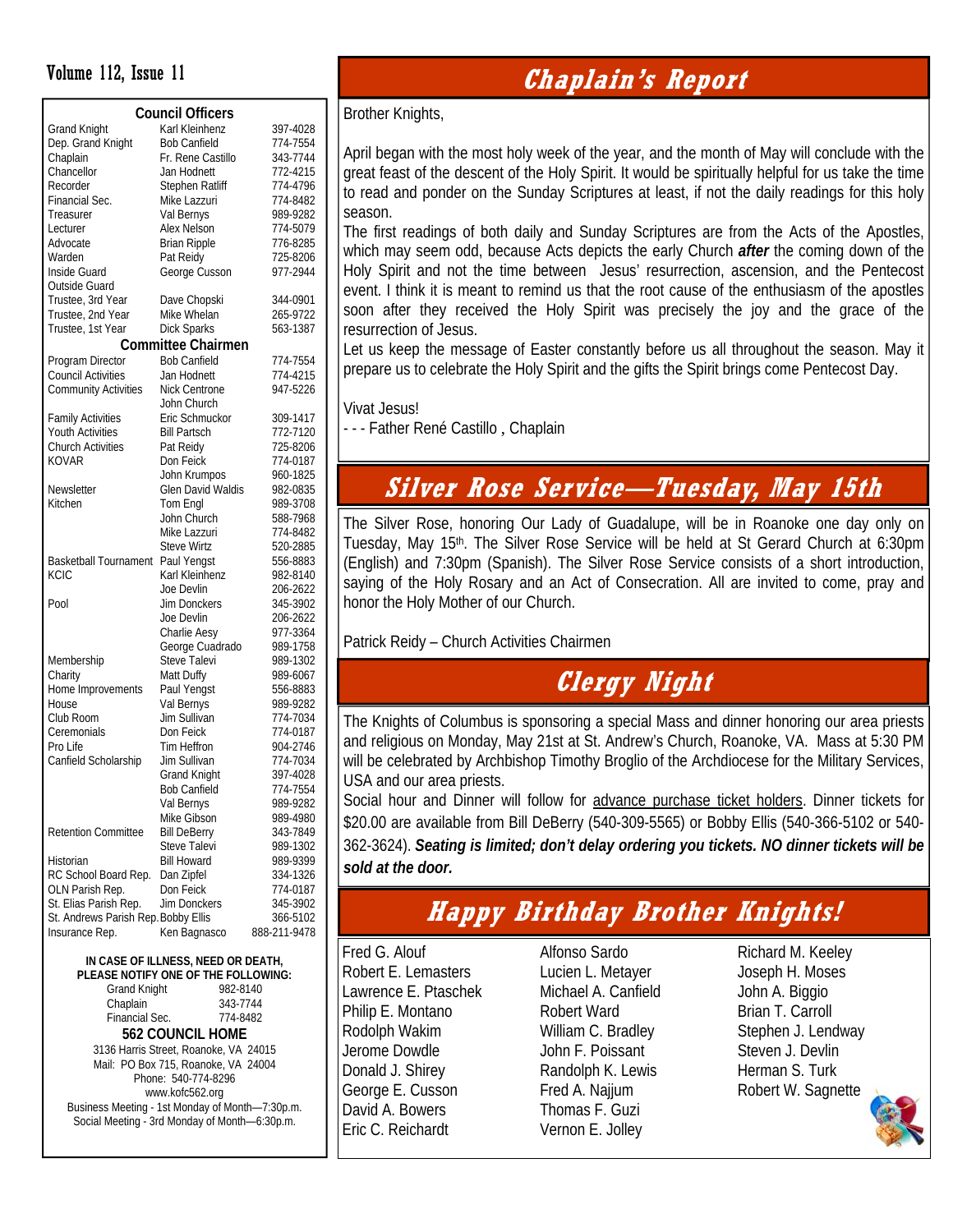## Council Officers

| | | |
|---|---|---|
| Grand Knight | Karl Kleinhenz | 397-4028 |
| Dep. Grand Knight | Bob Canfield | 774-7554 |
| Chaplain | Fr. Rene Castillo | 343-7744 |
| Chancellor | Jan Hodnett | 772-4215 |
| Recorder | Stephen Ratliff | 774-4796 |
| Financial Sec. | Mike Lazzuri | 774-8482 |
| Treasurer | Val Bernys | 989-9282 |
| Lecturer | Alex Nelson | 774-5079 |
| Advocate | Brian Ripple | 776-8285 |
| Warden | Pat Reidy | 725-8206 |
| Inside Guard | George Cusson | 977-2944 |
| Outside Guard | | |
| Trustee, 3rd Year | Dave Chopski | 344-0901 |
| Trustee, 2nd Year | Mike Whelan | 265-9722 |
| Trustee, 1st Year | Dick Sparks | 563-1387 |

## Committee Chairmen

| | | |
|---|---|---|
| Program Director | Bob Canfield | 774-7554 |
| Council Activities | Jan Hodnett | 774-4215 |
| Community Activities | Nick Centrone | 947-5226 |
| | John Church | |
| Family Activities | Eric Schmuckor | 309-1417 |
| Youth Activities | Bill Partsch | 772-7120 |
| Church Activities | Pat Reidy | 725-8206 |
| KOVAR | Don Feick | 774-0187 |
| | John Krumpos | 960-1825 |
| Newsletter | Glen David Waldis | 982-0835 |
| Kitchen | Tom Engl | 989-3708 |
| | John Church | 588-7968 |
| | Mike Lazzuri | 774-8482 |
| | Steve Wirtz | 520-2885 |
| Basketball Tournament | Paul Yengst | 556-8883 |
| KCIC | Karl Kleinhenz | 982-8140 |
| | Joe Devlin | 206-2622 |
| Pool | Jim Donckers | 345-3902 |
| | Joe Devlin | 206-2622 |
| | Charlie Aesy | 977-3364 |
| | George Cuadrado | 989-1758 |
| Membership | Steve Talevi | 989-1302 |
| Charity | Matt Duffy | 989-6067 |
| Home Improvements | Paul Yengst | 556-8883 |
| House | Val Bernys | 989-9282 |
| Club Room | Jim Sullivan | 774-7034 |
| Ceremonials | Don Feick | 774-0187 |
| Pro Life | Tim Heffron | 904-2746 |
| Canfield Scholarship | Jim Sullivan | 774-7034 |
| | Grand Knight | 397-4028 |
| | Bob Canfield | 774-7554 |
| | Val Bernys | 989-9282 |
| | Mike Gibson | 989-4980 |
| Retention Committee | Bill DeBerry | 343-7849 |
| | Steve Talevi | 989-1302 |
| Historian | Bill Howard | 989-9399 |
| RC School Board Rep. | Dan Zipfel | 334-1326 |
| OLN Parish Rep. | Don Feick | 774-0187 |
| St. Elias Parish Rep. | Jim Donckers | 345-3902 |
| St. Andrews Parish Rep. | Bobby Ellis | 366-5102 |
| Insurance Rep. | Ken Bagnasco | 888-211-9478 |

**IN CASE OF ILLNESS, NEED OR DEATH, PLEASE NOTIFY ONE OF THE FOLLOWING:**

| | |
|---|---|
| Grand Knight | 982-8140 |
| Chaplain | 343-7744 |
| Financial Sec. | 774-8482 |

**562 COUNCIL HOME**

3136 Harris Street, Roanoke, VA 24015
Mail: PO Box 715, Roanoke, VA 24004
Phone: 540-774-8296
www.kofc562.org
Business Meeting - 1st Monday of Month—7:30p.m.
Social Meeting - 3rd Monday of Month—6:30p.m.

# Chaplain's Report

Brother Knights,

April began with the most holy week of the year, and the month of May will conclude with the great feast of the descent of the Holy Spirit. It would be spiritually helpful for us take the time to read and ponder on the Sunday Scriptures at least, if not the daily readings for this holy season.

The first readings of both daily and Sunday Scriptures are from the Acts of the Apostles, which may seem odd, because Acts depicts the early Church ***after*** the coming down of the Holy Spirit and not the time between Jesus' resurrection, ascension, and the Pentecost event. I think it is meant to remind us that the root cause of the enthusiasm of the apostles soon after they received the Holy Spirit was precisely the joy and the grace of the resurrection of Jesus.

Let us keep the message of Easter constantly before us all throughout the season. May it prepare us to celebrate the Holy Spirit and the gifts the Spirit brings come Pentecost Day.

Vivat Jesus!

- - - Father René Castillo , Chaplain

# Silver Rose Service—Tuesday, May 15th

The Silver Rose, honoring Our Lady of Guadalupe, will be in Roanoke one day only on Tuesday, May 15th. The Silver Rose Service will be held at St Gerard Church at 6:30pm (English) and 7:30pm (Spanish). The Silver Rose Service consists of a short introduction, saying of the Holy Rosary and an Act of Consecration. All are invited to come, pray and honor the Holy Mother of our Church.

Patrick Reidy – Church Activities Chairmen

# Clergy Night

The Knights of Columbus is sponsoring a special Mass and dinner honoring our area priests and religious on Monday, May 21st at St. Andrew's Church, Roanoke, VA. Mass at 5:30 PM will be celebrated by Archbishop Timothy Broglio of the Archdiocese for the Military Services, USA and our area priests.

Social hour and Dinner will follow for advance purchase ticket holders. Dinner tickets for $20.00 are available from Bill DeBerry (540-309-5565) or Bobby Ellis (540-366-5102 or 540-362-3624). ***Seating is limited; don't delay ordering you tickets. NO dinner tickets will be sold at the door.***

# Happy Birthday Brother Knights!

Fred G. Alouf
Robert E. Lemasters
Lawrence E. Ptaschek
Philip E. Montano
Rodolph Wakim
Jerome Dowdle
Donald J. Shirey
George E. Cusson
David A. Bowers
Eric C. Reichardt
Alfonso Sardo
Lucien L. Metayer
Michael A. Canfield
Robert Ward
William C. Bradley
John F. Poissant
Randolph K. Lewis
Fred A. Najjum
Thomas F. Guzi
Vernon E. Jolley
Richard M. Keeley
Joseph H. Moses
John A. Biggio
Brian T. Carroll
Stephen J. Lendway
Steven J. Devlin
Herman S. Turk
Robert W. Sagnette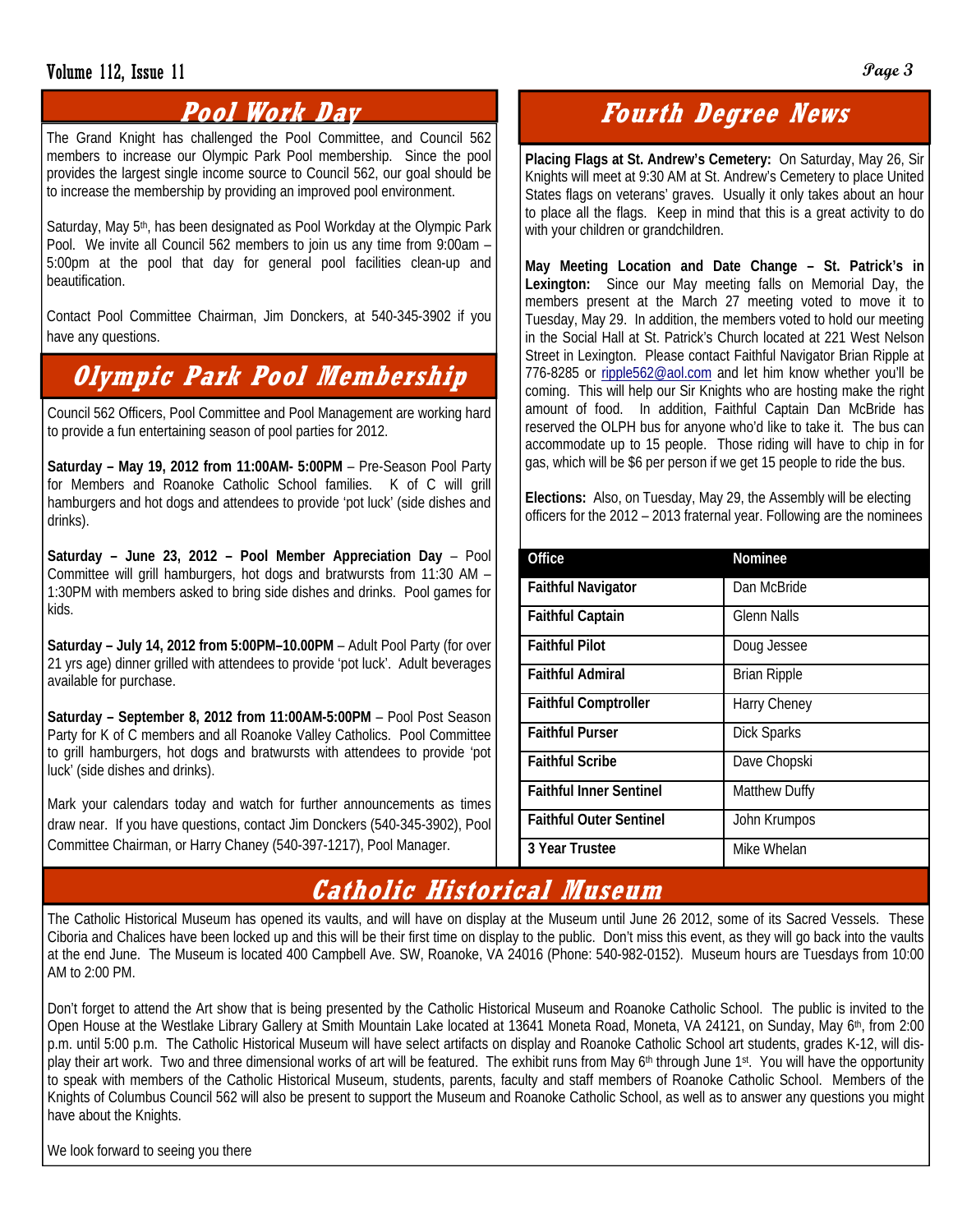## Pool Work Day

The Grand Knight has challenged the Pool Committee, and Council 562 members to increase our Olympic Park Pool membership. Since the pool provides the largest single income source to Council 562, our goal should be to increase the membership by providing an improved pool environment.

Saturday, May 5th, has been designated as Pool Workday at the Olympic Park Pool. We invite all Council 562 members to join us any time from 9:00am – 5:00pm at the pool that day for general pool facilities clean-up and beautification.

Contact Pool Committee Chairman, Jim Donckers, at 540-345-3902 if you have any questions.

## Olympic Park Pool Membership

Council 562 Officers, Pool Committee and Pool Management are working hard to provide a fun entertaining season of pool parties for 2012.

**Saturday – May 19, 2012 from 11:00AM- 5:00PM** – Pre-Season Pool Party for Members and Roanoke Catholic School families. K of C will grill hamburgers and hot dogs and attendees to provide 'pot luck' (side dishes and drinks).

**Saturday – June 23, 2012 – Pool Member Appreciation Day** – Pool Committee will grill hamburgers, hot dogs and bratwursts from 11:30 AM – 1:30PM with members asked to bring side dishes and drinks. Pool games for kids.

**Saturday – July 14, 2012 from 5:00PM–10.00PM** – Adult Pool Party (for over 21 yrs age) dinner grilled with attendees to provide 'pot luck'. Adult beverages available for purchase.

**Saturday – September 8, 2012 from 11:00AM-5:00PM** – Pool Post Season Party for K of C members and all Roanoke Valley Catholics. Pool Committee to grill hamburgers, hot dogs and bratwursts with attendees to provide 'pot luck' (side dishes and drinks).

Mark your calendars today and watch for further announcements as times draw near. If you have questions, contact Jim Donckers (540-345-3902), Pool Committee Chairman, or Harry Chaney (540-397-1217), Pool Manager.

## Fourth Degree News

**Placing Flags at St. Andrew's Cemetery:** On Saturday, May 26, Sir Knights will meet at 9:30 AM at St. Andrew's Cemetery to place United States flags on veterans' graves. Usually it only takes about an hour to place all the flags. Keep in mind that this is a great activity to do with your children or grandchildren.

**May Meeting Location and Date Change – St. Patrick's in Lexington:** Since our May meeting falls on Memorial Day, the members present at the March 27 meeting voted to move it to Tuesday, May 29. In addition, the members voted to hold our meeting in the Social Hall at St. Patrick's Church located at 221 West Nelson Street in Lexington. Please contact Faithful Navigator Brian Ripple at 776-8285 or ripple562@aol.com and let him know whether you'll be coming. This will help our Sir Knights who are hosting make the right amount of food. In addition, Faithful Captain Dan McBride has reserved the OLPH bus for anyone who'd like to take it. The bus can accommodate up to 15 people. Those riding will have to chip in for gas, which will be $6 per person if we get 15 people to ride the bus.

**Elections:** Also, on Tuesday, May 29, the Assembly will be electing officers for the 2012 – 2013 fraternal year. Following are the nominees

| Office | Nominee |
|---|---|
| **Faithful Navigator** | Dan McBride |
| **Faithful Captain** | Glenn Nalls |
| **Faithful Pilot** | Doug Jessee |
| **Faithful Admiral** | Brian Ripple |
| **Faithful Comptroller** | Harry Cheney |
| **Faithful Purser** | Dick Sparks |
| **Faithful Scribe** | Dave Chopski |
| **Faithful Inner Sentinel** | Matthew Duffy |
| **Faithful Outer Sentinel** | John Krumpos |
| **3 Year Trustee** | Mike Whelan |

## Catholic Historical Museum

The Catholic Historical Museum has opened its vaults, and will have on display at the Museum until June 26 2012, some of its Sacred Vessels. These Ciboria and Chalices have been locked up and this will be their first time on display to the public. Don't miss this event, as they will go back into the vaults at the end June. The Museum is located 400 Campbell Ave. SW, Roanoke, VA 24016 (Phone: 540-982-0152). Museum hours are Tuesdays from 10:00 AM to 2:00 PM.

Don't forget to attend the Art show that is being presented by the Catholic Historical Museum and Roanoke Catholic School. The public is invited to the Open House at the Westlake Library Gallery at Smith Mountain Lake located at 13641 Moneta Road, Moneta, VA 24121, on Sunday, May 6th, from 2:00 p.m. until 5:00 p.m. The Catholic Historical Museum will have select artifacts on display and Roanoke Catholic School art students, grades K-12, will display their art work. Two and three dimensional works of art will be featured. The exhibit runs from May 6th through June 1st. You will have the opportunity to speak with members of the Catholic Historical Museum, students, parents, faculty and staff members of Roanoke Catholic School. Members of the Knights of Columbus Council 562 will also be present to support the Museum and Roanoke Catholic School, as well as to answer any questions you might have about the Knights.

We look forward to seeing you there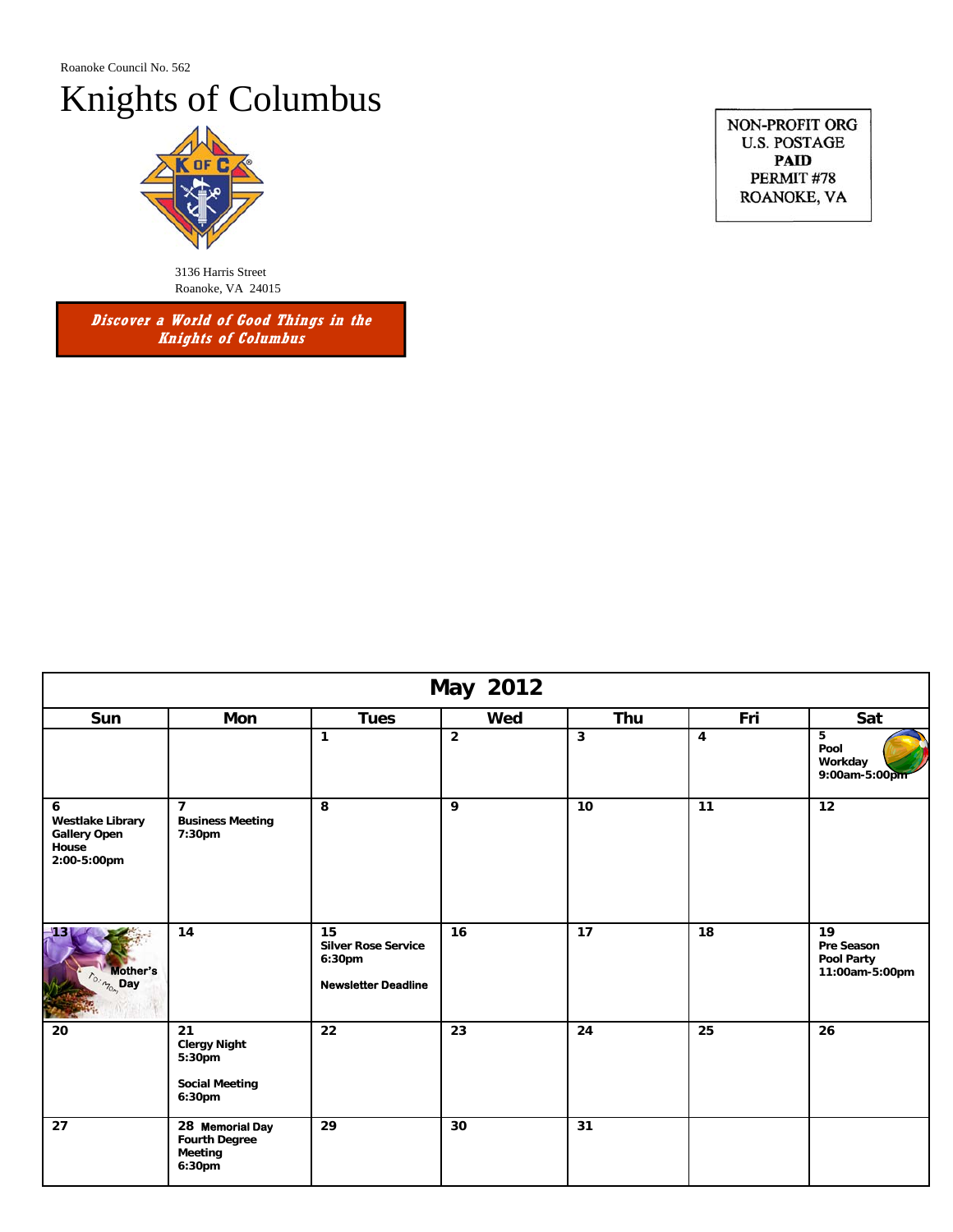Roanoke Council No. 562

# Knights of Columbus

3136 Harris Street
Roanoke, VA 24015

***Discover a World of Good Things in the Knights of Columbus***

NON-PROFIT ORG
U.S. POSTAGE
**PAID**
PERMIT #78
ROANOKE, VA

## May 2012

| Sun | Mon | Tues | Wed | Thu | Fri | Sat |
|---|---|---|---|---|---|---|
| | | 1 | 2 | 3 | 4 | 5 **Pool Workday 9:00am-5:00pm** |
| 6 **Westlake Library Gallery Open House 2:00-5:00pm** | 7 **Business Meeting 7:30pm** | 8 | 9 | 10 | 11 | 12 |
| 13 **Mother's Day** | 14 | 15 **Silver Rose Service 6:30pm** **Newsletter Deadline** | 16 | 17 | 18 | 19 **Pre Season Pool Party 11:00am-5:00pm** |
| 20 | 21 **Clergy Night 5:30pm** **Social Meeting 6:30pm** | 22 | 23 | 24 | 25 | 26 |
| 27 | 28 **Memorial Day** **Fourth Degree Meeting 6:30pm** | 29 | 30 | 31 | | |